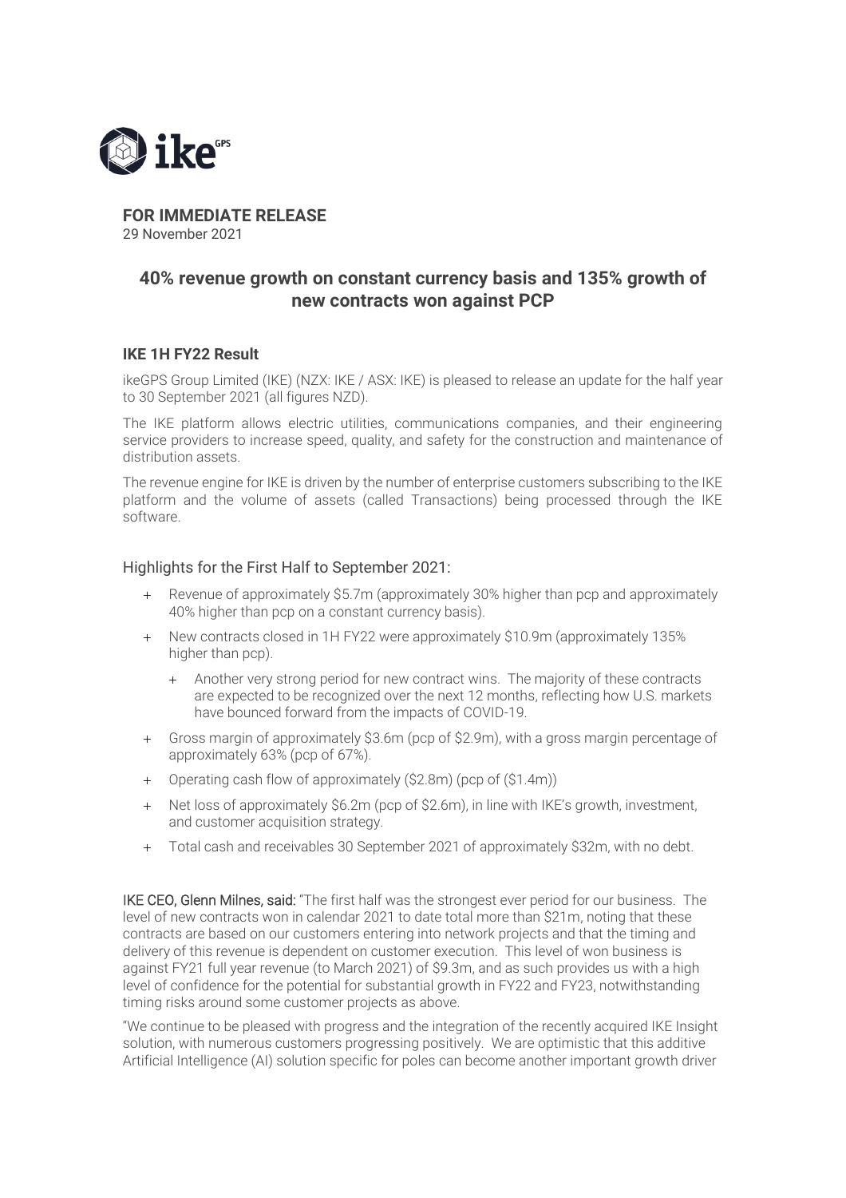**FOR IMMEDIATE RELEASE**
29 November 2021

## 40% revenue growth on constant currency basis and 135% growth of new contracts won against PCP

### IKE 1H FY22 Result

ikeGPS Group Limited (IKE) (NZX: IKE / ASX: IKE) is pleased to release an update for the half year to 30 September 2021 (all figures NZD).

The IKE platform allows electric utilities, communications companies, and their engineering service providers to increase speed, quality, and safety for the construction and maintenance of distribution assets.

The revenue engine for IKE is driven by the number of enterprise customers subscribing to the IKE platform and the volume of assets (called Transactions) being processed through the IKE software.

### Highlights for the First Half to September 2021:

- Revenue of approximately $5.7m (approximately 30% higher than pcp and approximately 40% higher than pcp on a constant currency basis).
- New contracts closed in 1H FY22 were approximately $10.9m (approximately 135% higher than pcp).
  - Another very strong period for new contract wins. The majority of these contracts are expected to be recognized over the next 12 months, reflecting how U.S. markets have bounced forward from the impacts of COVID-19.
- Gross margin of approximately $3.6m (pcp of $2.9m), with a gross margin percentage of approximately 63% (pcp of 67%).
- Operating cash flow of approximately ($2.8m) (pcp of ($1.4m))
- Net loss of approximately $6.2m (pcp of $2.6m), in line with IKE's growth, investment, and customer acquisition strategy.
- Total cash and receivables 30 September 2021 of approximately $32m, with no debt.

**IKE CEO, Glenn Milnes, said:** "The first half was the strongest ever period for our business. The level of new contracts won in calendar 2021 to date total more than $21m, noting that these contracts are based on our customers entering into network projects and that the timing and delivery of this revenue is dependent on customer execution. This level of won business is against FY21 full year revenue (to March 2021) of $9.3m, and as such provides us with a high level of confidence for the potential for substantial growth in FY22 and FY23, notwithstanding timing risks around some customer projects as above.

"We continue to be pleased with progress and the integration of the recently acquired IKE Insight solution, with numerous customers progressing positively. We are optimistic that this additive Artificial Intelligence (AI) solution specific for poles can become another important growth driver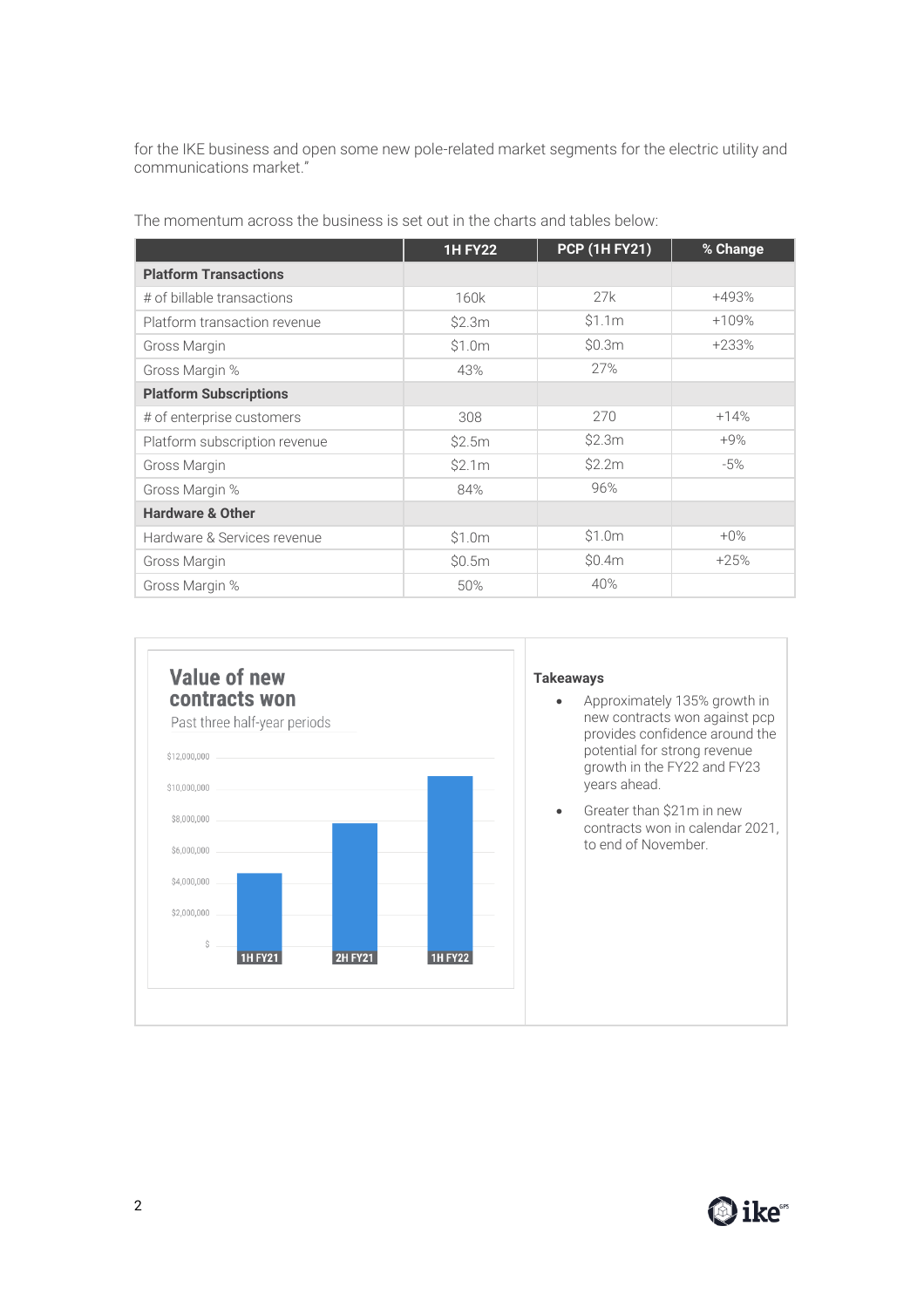for the IKE business and open some new pole-related market segments for the electric utility and communications market."

The momentum across the business is set out in the charts and tables below:

| | 1H FY22 | PCP (1H FY21) | % Change |
|---|---|---|---|
| **Platform Transactions** | | | |
| # of billable transactions | 160k | 27k | +493% |
| Platform transaction revenue | $2.3m | $1.1m | +109% |
| Gross Margin | $1.0m | $0.3m | +233% |
| Gross Margin % | 43% | 27% | |
| **Platform Subscriptions** | | | |
| # of enterprise customers | 308 | 270 | +14% |
| Platform subscription revenue | $2.5m | $2.3m | +9% |
| Gross Margin | $2.1m | $2.2m | -5% |
| Gross Margin % | 84% | 96% | |
| **Hardware & Other** | | | |
| Hardware & Services revenue | $1.0m | $1.0m | +0% |
| Gross Margin | $0.5m | $0.4m | +25% |
| Gross Margin % | 50% | 40% | |

**Value of new contracts won**

Past three half-year periods

$12,000,000

$10,000,000

$8,000,000

$6,000,000

$4,000,000

$2,000,000

$

1H FY21

2H FY21

1H FY22

**Takeaways**

- Approximately 135% growth in new contracts won against pcp provides confidence around the potential for strong revenue growth in the FY22 and FY23 years ahead.
- Greater than $21m in new contracts won in calendar 2021, to end of November.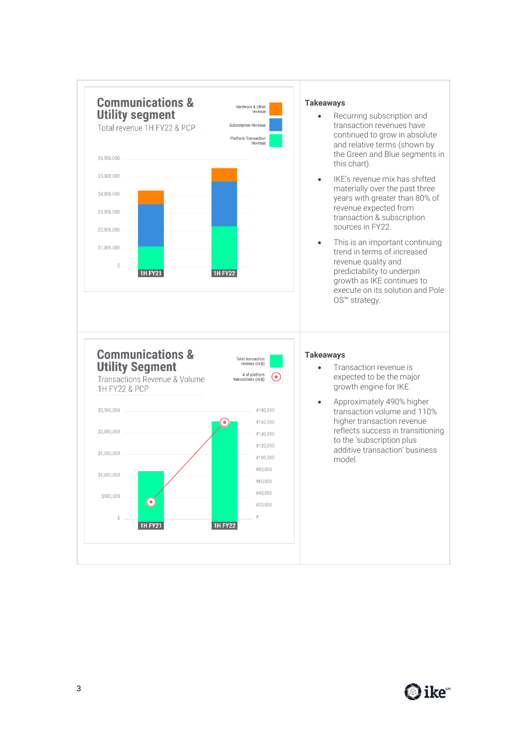## Communications & Utility segment

Total revenue 1H FY22 & PCP

Hardware & Other revenue

Subscription Revenue

Platform Transaction Revenue

$6,000,000

$5,000,000

$4,000,000

$3,000,000

$2,000,000

$1,000,000

$

1H FY21

1H FY22

### Takeaways

- Recurring subscription and transaction revenues have continued to grow in absolute and relative terms (shown by the Green and Blue segments in this chart).
- IKE's revenue mix has shifted materially over the past three years with greater than 80% of revenue expected from transaction & subscription sources in FY22.
- This is an important continuing trend in terms of increased revenue quality and predictability to underpin growth as IKE continues to execute on its solution and Pole OS™ strategy.

## Communications & Utility Segment

Transactions Revenue & Volume 1H FY22 & PCP

Total transaction revenue (in Q)

# of platform transactions (in Q)

$2,500,000

$2,000,000

$1,500,000

$1,000,000

$500,000

$

#180,000

#160,000

#140,000

#120,000

#100,000

#80,000

#60,000

#40,000

#20,000

#

1H FY21

1H FY22

### Takeaways

- Transaction revenue is expected to be the major growth engine for IKE.
- Approximately 490% higher transaction volume and 110% higher transaction revenue reflects success in transitioning to the 'subscription plus additive transaction' business model.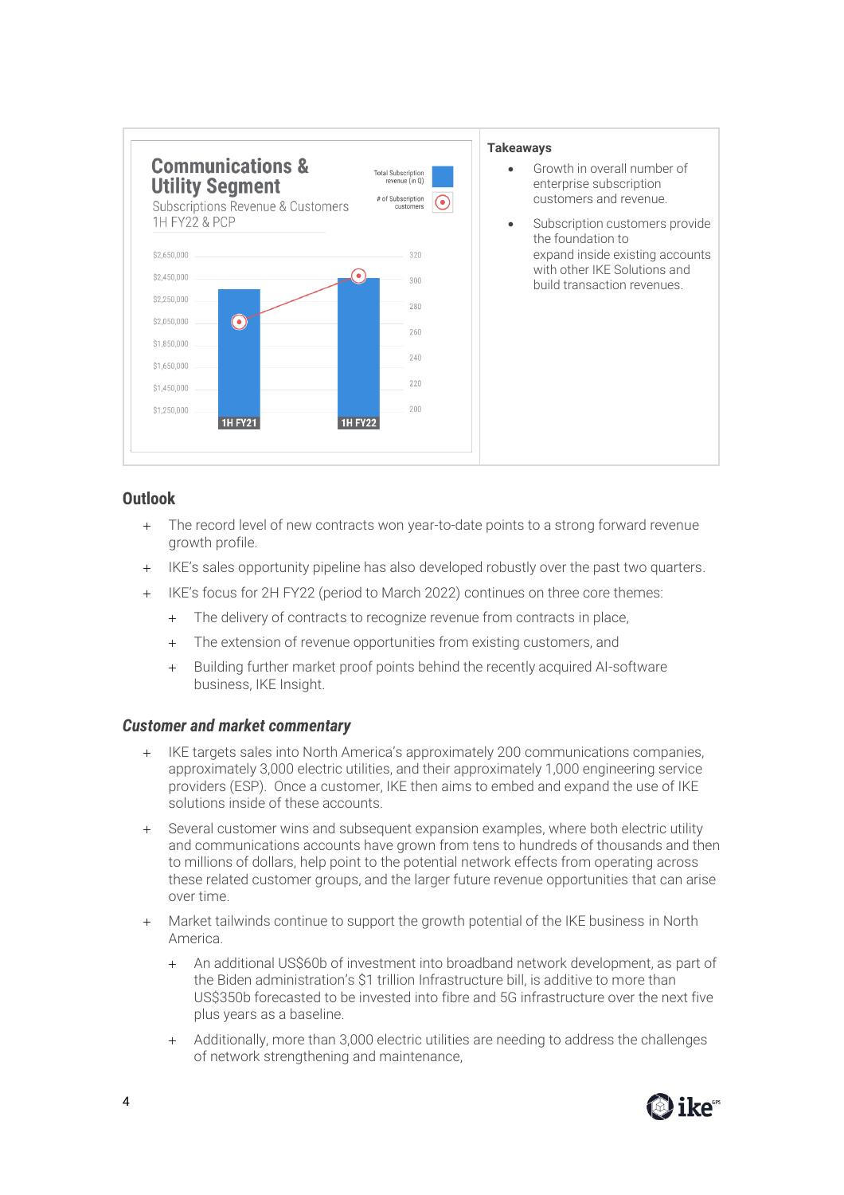Communications & Utility Segment
Subscriptions Revenue & Customers
1H FY22 & PCP

Total Subscription revenue (in Q)
# of Subscription customers

$2,650,000
$2,450,000
$2,250,000
$2,050,000
$1,850,000
$1,650,000
$1,450,000
$1,250,000

320
300
280
260
240
220
200

1H FY21
1H FY22

**Takeaways**

- Growth in overall number of enterprise subscription customers and revenue.
- Subscription customers provide the foundation to expand inside existing accounts with other IKE Solutions and build transaction revenues.

## Outlook

- The record level of new contracts won year-to-date points to a strong forward revenue growth profile.
- IKE's sales opportunity pipeline has also developed robustly over the past two quarters.
- IKE's focus for 2H FY22 (period to March 2022) continues on three core themes:
  - The delivery of contracts to recognize revenue from contracts in place,
  - The extension of revenue opportunities from existing customers, and
  - Building further market proof points behind the recently acquired AI-software business, IKE Insight.

### *Customer and market commentary*

- IKE targets sales into North America's approximately 200 communications companies, approximately 3,000 electric utilities, and their approximately 1,000 engineering service providers (ESP). Once a customer, IKE then aims to embed and expand the use of IKE solutions inside of these accounts.
- Several customer wins and subsequent expansion examples, where both electric utility and communications accounts have grown from tens to hundreds of thousands and then to millions of dollars, help point to the potential network effects from operating across these related customer groups, and the larger future revenue opportunities that can arise over time.
- Market tailwinds continue to support the growth potential of the IKE business in North America.
  - An additional US$60b of investment into broadband network development, as part of the Biden administration's $1 trillion Infrastructure bill, is additive to more than US$350b forecasted to be invested into fibre and 5G infrastructure over the next five plus years as a baseline.
  - Additionally, more than 3,000 electric utilities are needing to address the challenges of network strengthening and maintenance,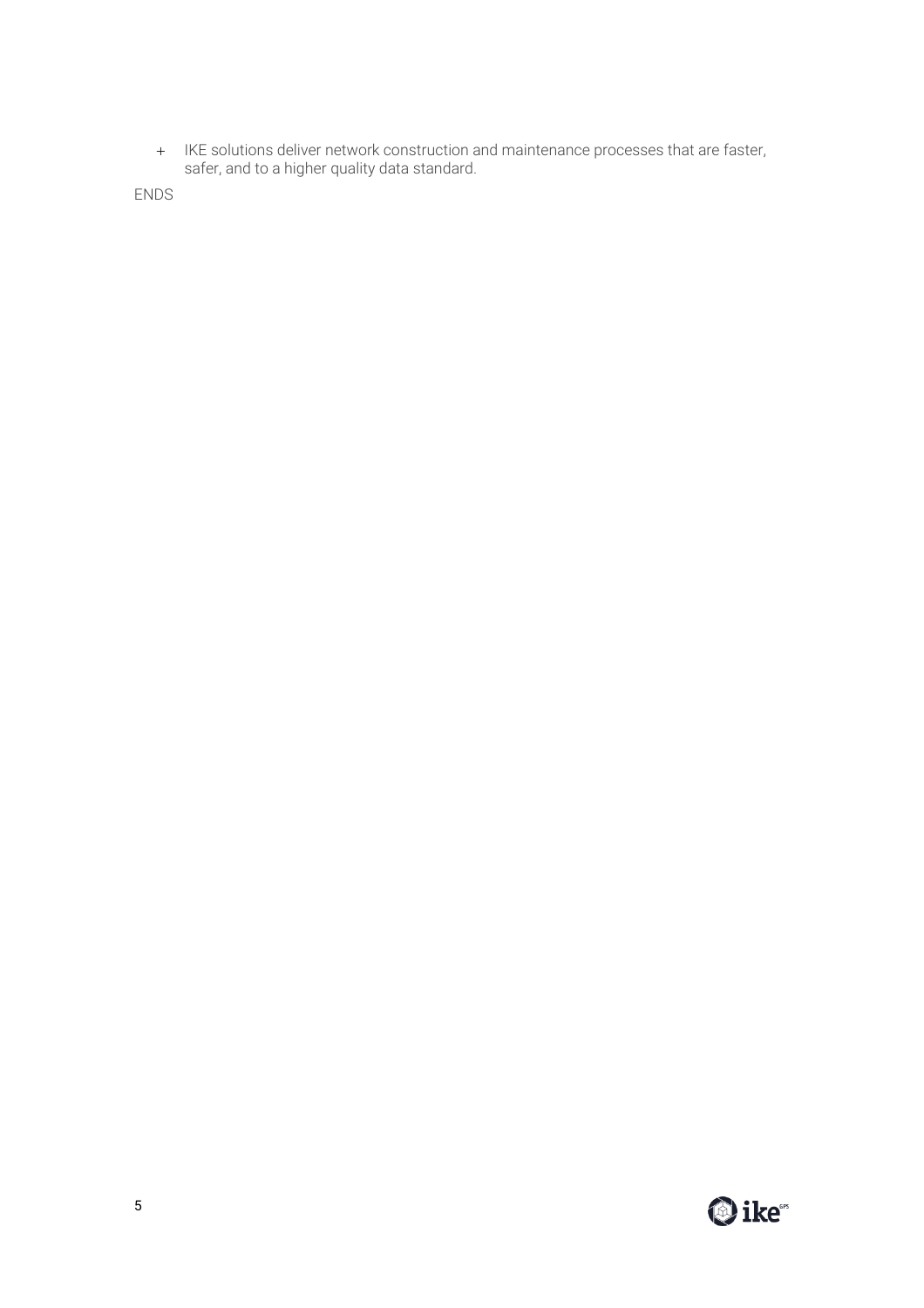- IKE solutions deliver network construction and maintenance processes that are faster, safer, and to a higher quality data standard.

ENDS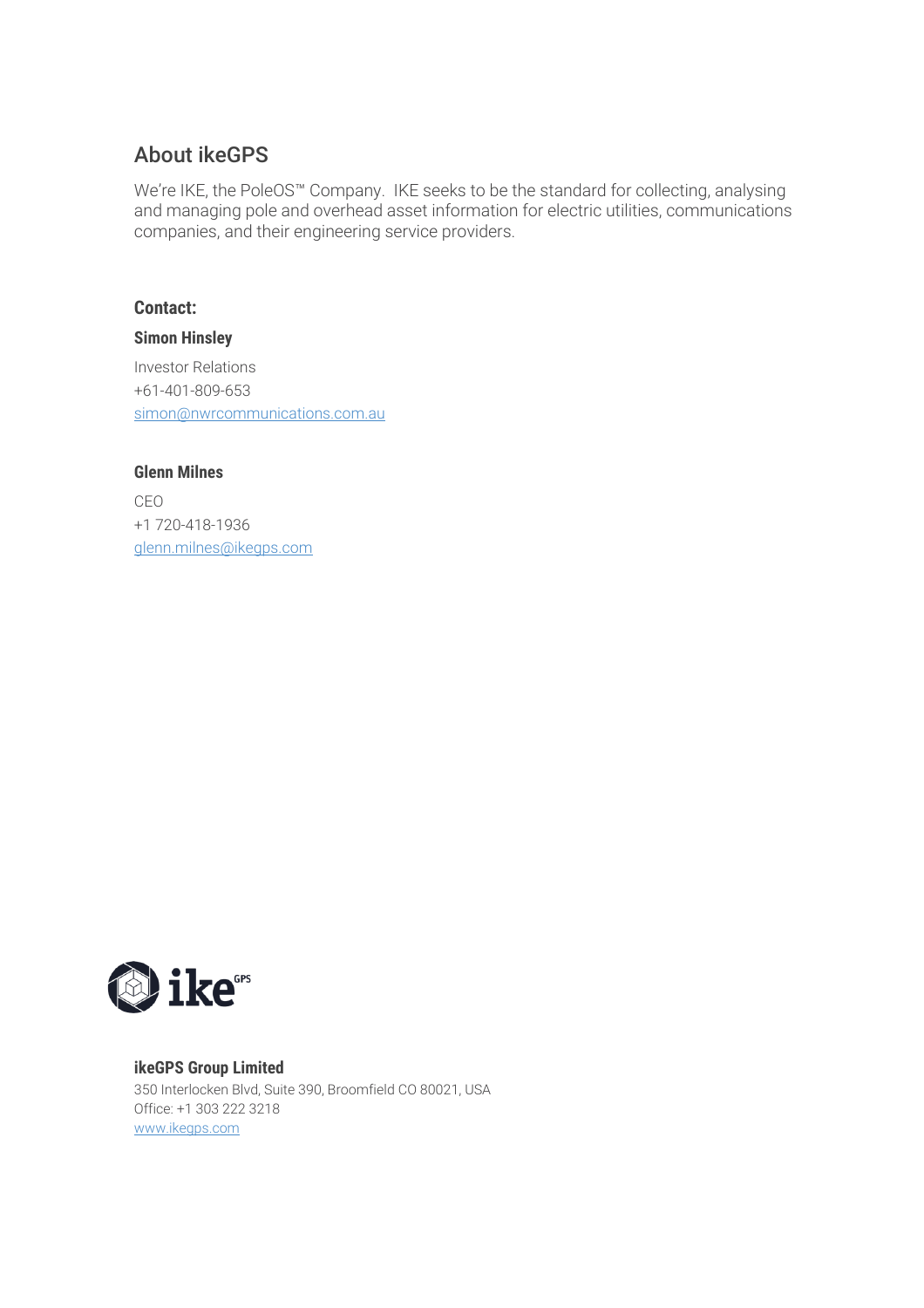## About ikeGPS

We're IKE, the PoleOS™ Company. IKE seeks to be the standard for collecting, analysing and managing pole and overhead asset information for electric utilities, communications companies, and their engineering service providers.

**Contact:**

**Simon Hinsley**

Investor Relations
+61-401-809-653
simon@nwrcommunications.com.au

**Glenn Milnes**

CEO
+1 720-418-1936
glenn.milnes@ikegps.com

**ikeGPS Group Limited**
350 Interlocken Blvd, Suite 390, Broomfield CO 80021, USA
Office: +1 303 222 3218
www.ikegps.com